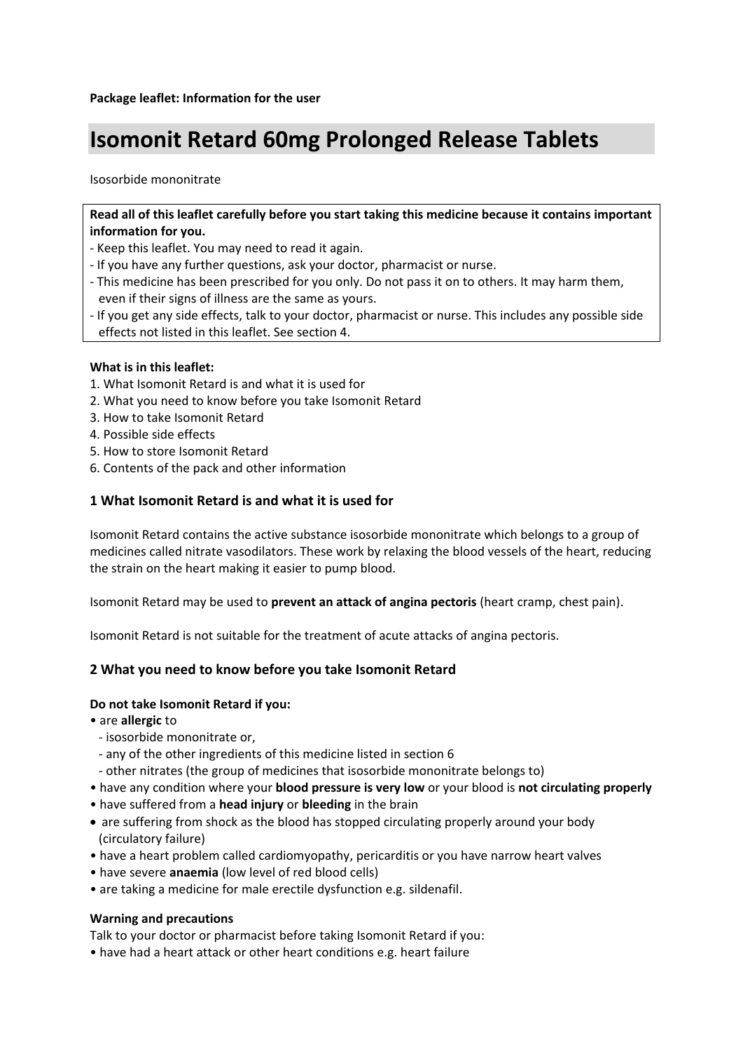**Package leaflet: Information for the user**

# Isomonit Retard 60mg Prolonged Release Tablets

Isosorbide mononitrate

**Read all of this leaflet carefully before you start taking this medicine because it contains important information for you.**
- Keep this leaflet. You may need to read it again.
- If you have any further questions, ask your doctor, pharmacist or nurse.
- This medicine has been prescribed for you only. Do not pass it on to others. It may harm them, even if their signs of illness are the same as yours.
- If you get any side effects, talk to your doctor, pharmacist or nurse. This includes any possible side effects not listed in this leaflet. See section 4.

**What is in this leaflet:**
1. What Isomonit Retard is and what it is used for
2. What you need to know before you take Isomonit Retard
3. How to take Isomonit Retard
4. Possible side effects
5. How to store Isomonit Retard
6. Contents of the pack and other information

## 1 What Isomonit Retard is and what it is used for

Isomonit Retard contains the active substance isosorbide mononitrate which belongs to a group of medicines called nitrate vasodilators. These work by relaxing the blood vessels of the heart, reducing the strain on the heart making it easier to pump blood.

Isomonit Retard may be used to **prevent an attack of angina pectoris** (heart cramp, chest pain).

Isomonit Retard is not suitable for the treatment of acute attacks of angina pectoris.

## 2 What you need to know before you take Isomonit Retard

**Do not take Isomonit Retard if you:**
- are **allergic** to
  - isosorbide mononitrate or,
  - any of the other ingredients of this medicine listed in section 6
  - other nitrates (the group of medicines that isosorbide mononitrate belongs to)
- have any condition where your **blood pressure is very low** or your blood is **not circulating properly**
- have suffered from a **head injury** or **bleeding** in the brain
- are suffering from shock as the blood has stopped circulating properly around your body (circulatory failure)
- have a heart problem called cardiomyopathy, pericarditis or you have narrow heart valves
- have severe **anaemia** (low level of red blood cells)
- are taking a medicine for male erectile dysfunction e.g. sildenafil.

**Warning and precautions**

Talk to your doctor or pharmacist before taking Isomonit Retard if you:
- have had a heart attack or other heart conditions e.g. heart failure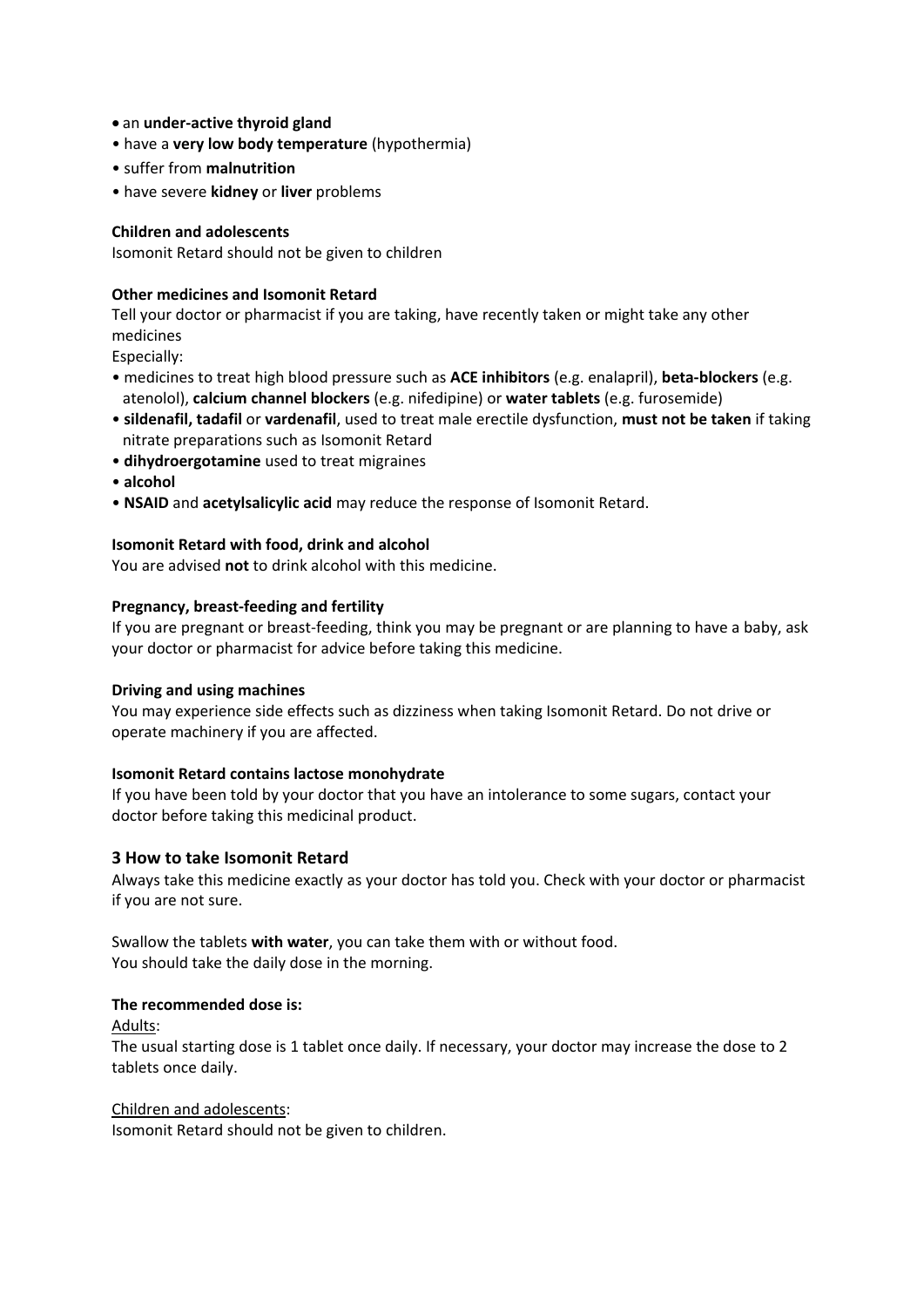- an **under-active thyroid gland**
- have a **very low body temperature** (hypothermia)
- suffer from **malnutrition**
- have severe **kidney** or **liver** problems

**Children and adolescents**

Isomonit Retard should not be given to children

**Other medicines and Isomonit Retard**

Tell your doctor or pharmacist if you are taking, have recently taken or might take any other medicines

Especially:

- medicines to treat high blood pressure such as **ACE inhibitors** (e.g. enalapril), **beta-blockers** (e.g. atenolol), **calcium channel blockers** (e.g. nifedipine) or **water tablets** (e.g. furosemide)
- **sildenafil, tadafil** or **vardenafil**, used to treat male erectile dysfunction, **must not be taken** if taking nitrate preparations such as Isomonit Retard
- **dihydroergotamine** used to treat migraines
- **alcohol**
- **NSAID** and **acetylsalicylic acid** may reduce the response of Isomonit Retard.

**Isomonit Retard with food, drink and alcohol**

You are advised **not** to drink alcohol with this medicine.

**Pregnancy, breast-feeding and fertility**

If you are pregnant or breast-feeding, think you may be pregnant or are planning to have a baby, ask your doctor or pharmacist for advice before taking this medicine.

**Driving and using machines**

You may experience side effects such as dizziness when taking Isomonit Retard. Do not drive or operate machinery if you are affected.

**Isomonit Retard contains lactose monohydrate**

If you have been told by your doctor that you have an intolerance to some sugars, contact your doctor before taking this medicinal product.

## 3 How to take Isomonit Retard

Always take this medicine exactly as your doctor has told you. Check with your doctor or pharmacist if you are not sure.

Swallow the tablets **with water**, you can take them with or without food.
You should take the daily dose in the morning.

**The recommended dose is:**

Adults:

The usual starting dose is 1 tablet once daily. If necessary, your doctor may increase the dose to 2 tablets once daily.

Children and adolescents:

Isomonit Retard should not be given to children.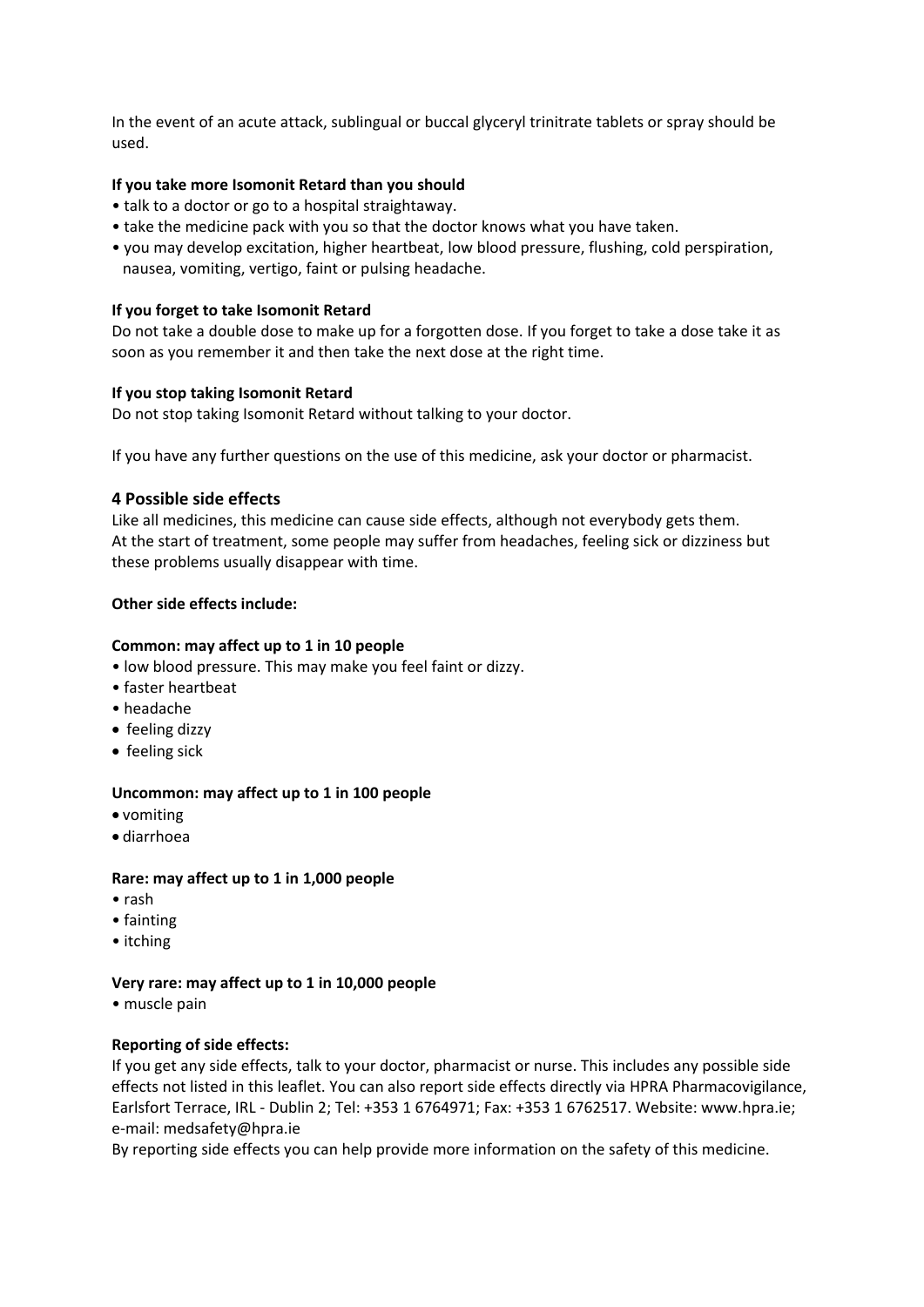In the event of an acute attack, sublingual or buccal glyceryl trinitrate tablets or spray should be used.

**If you take more Isomonit Retard than you should**

- talk to a doctor or go to a hospital straightaway.
- take the medicine pack with you so that the doctor knows what you have taken.
- you may develop excitation, higher heartbeat, low blood pressure, flushing, cold perspiration, nausea, vomiting, vertigo, faint or pulsing headache.

**If you forget to take Isomonit Retard**

Do not take a double dose to make up for a forgotten dose. If you forget to take a dose take it as soon as you remember it and then take the next dose at the right time.

**If you stop taking Isomonit Retard**

Do not stop taking Isomonit Retard without talking to your doctor.

If you have any further questions on the use of this medicine, ask your doctor or pharmacist.

## 4 Possible side effects

Like all medicines, this medicine can cause side effects, although not everybody gets them.
At the start of treatment, some people may suffer from headaches, feeling sick or dizziness but these problems usually disappear with time.

**Other side effects include:**

**Common: may affect up to 1 in 10 people**

- low blood pressure. This may make you feel faint or dizzy.
- faster heartbeat
- headache
- feeling dizzy
- feeling sick

**Uncommon: may affect up to 1 in 100 people**

- vomiting
- diarrhoea

**Rare: may affect up to 1 in 1,000 people**

- rash
- fainting
- itching

**Very rare: may affect up to 1 in 10,000 people**

- muscle pain

**Reporting of side effects:**

If you get any side effects, talk to your doctor, pharmacist or nurse. This includes any possible side effects not listed in this leaflet. You can also report side effects directly via HPRA Pharmacovigilance, Earlsfort Terrace, IRL - Dublin 2; Tel: +353 1 6764971; Fax: +353 1 6762517. Website: www.hpra.ie; e-mail: medsafety@hpra.ie

By reporting side effects you can help provide more information on the safety of this medicine.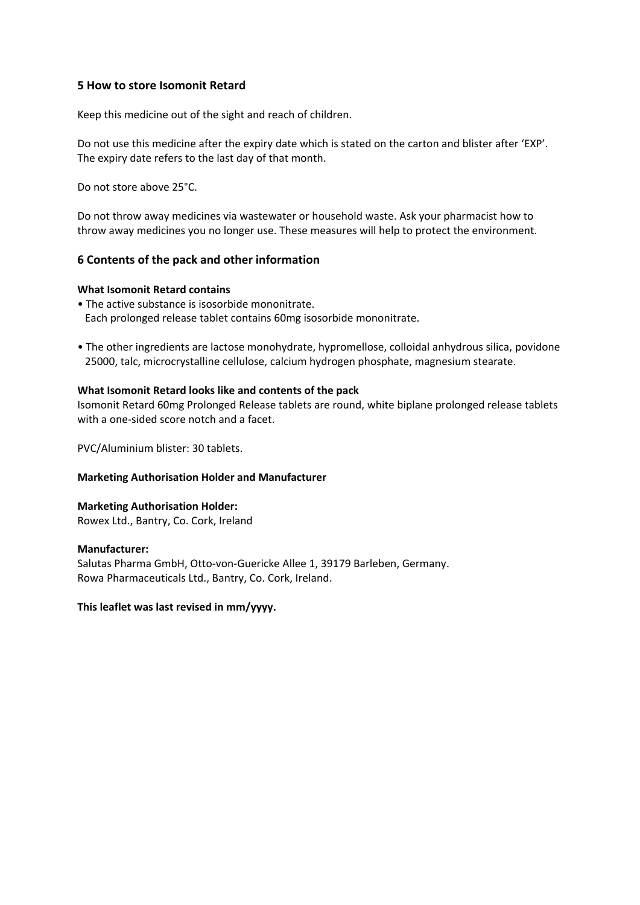## 5 How to store Isomonit Retard

Keep this medicine out of the sight and reach of children.

Do not use this medicine after the expiry date which is stated on the carton and blister after 'EXP'. The expiry date refers to the last day of that month.

Do not store above 25°C.

Do not throw away medicines via wastewater or household waste. Ask your pharmacist how to throw away medicines you no longer use. These measures will help to protect the environment.

## 6 Contents of the pack and other information

**What Isomonit Retard contains**

- The active substance is isosorbide mononitrate.
  Each prolonged release tablet contains 60mg isosorbide mononitrate.

- The other ingredients are lactose monohydrate, hypromellose, colloidal anhydrous silica, povidone 25000, talc, microcrystalline cellulose, calcium hydrogen phosphate, magnesium stearate.

**What Isomonit Retard looks like and contents of the pack**

Isomonit Retard 60mg Prolonged Release tablets are round, white biplane prolonged release tablets with a one-sided score notch and a facet.

PVC/Aluminium blister: 30 tablets.

**Marketing Authorisation Holder and Manufacturer**

**Marketing Authorisation Holder:**
Rowex Ltd., Bantry, Co. Cork, Ireland

**Manufacturer:**
Salutas Pharma GmbH, Otto-von-Guericke Allee 1, 39179 Barleben, Germany.
Rowa Pharmaceuticals Ltd., Bantry, Co. Cork, Ireland.

**This leaflet was last revised in mm/yyyy.**